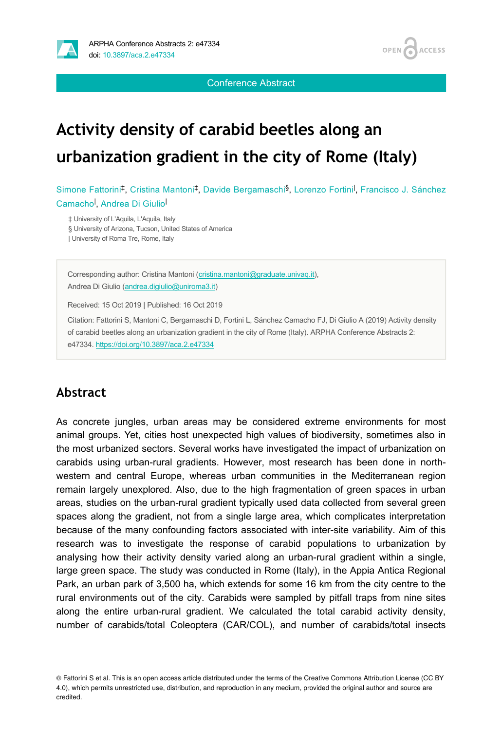Conference Abstract

# Activity density of carabid beetles along an urbanization gradient in the city of Rome (Italy)

Simone Fattorini[‡], Cristina Mantoni[‡], Davide Bergamaschi[§], Lorenzo Fortini[|], Francisco J. Sánchez Camacho[|], Andrea Di Giulio[|]

‡ University of L'Aquila, L'Aquila, Italy
§ University of Arizona, Tucson, United States of America
| University of Roma Tre, Rome, Italy

Corresponding author: Cristina Mantoni (cristina.mantoni@graduate.univaq.it), Andrea Di Giulio (andrea.digiulio@uniroma3.it)

Received: 15 Oct 2019 | Published: 16 Oct 2019

Citation: Fattorini S, Mantoni C, Bergamaschi D, Fortini L, Sánchez Camacho FJ, Di Giulio A (2019) Activity density of carabid beetles along an urbanization gradient in the city of Rome (Italy). ARPHA Conference Abstracts 2: e47334. https://doi.org/10.3897/aca.2.e47334

## Abstract

As concrete jungles, urban areas may be considered extreme environments for most animal groups. Yet, cities host unexpected high values of biodiversity, sometimes also in the most urbanized sectors. Several works have investigated the impact of urbanization on carabids using urban-rural gradients. However, most research has been done in north-western and central Europe, whereas urban communities in the Mediterranean region remain largely unexplored. Also, due to the high fragmentation of green spaces in urban areas, studies on the urban-rural gradient typically used data collected from several green spaces along the gradient, not from a single large area, which complicates interpretation because of the many confounding factors associated with inter-site variability. Aim of this research was to investigate the response of carabid populations to urbanization by analysing how their activity density varied along an urban-rural gradient within a single, large green space. The study was conducted in Rome (Italy), in the Appia Antica Regional Park, an urban park of 3,500 ha, which extends for some 16 km from the city centre to the rural environments out of the city. Carabids were sampled by pitfall traps from nine sites along the entire urban-rural gradient. We calculated the total carabid activity density, number of carabids/total Coleoptera (CAR/COL), and number of carabids/total insects

© Fattorini S et al. This is an open access article distributed under the terms of the Creative Commons Attribution License (CC BY 4.0), which permits unrestricted use, distribution, and reproduction in any medium, provided the original author and source are credited.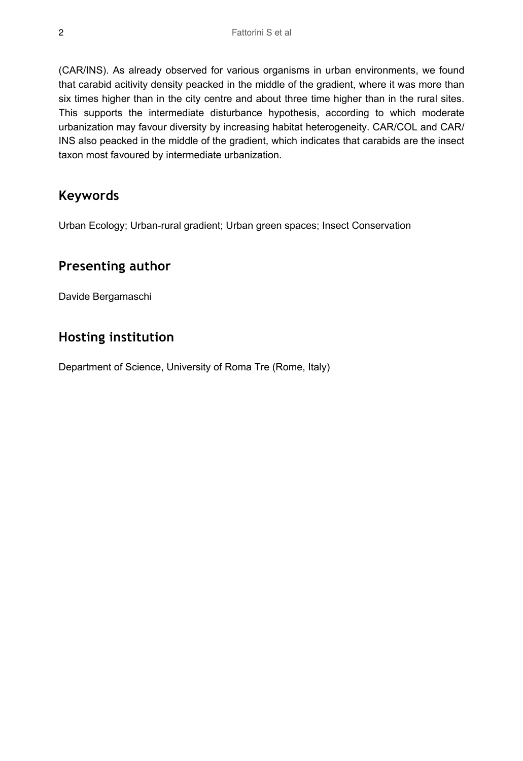(CAR/INS). As already observed for various organisms in urban environments, we found that carabid acitivity density peacked in the middle of the gradient, where it was more than six times higher than in the city centre and about three time higher than in the rural sites. This supports the intermediate disturbance hypothesis, according to which moderate urbanization may favour diversity by increasing habitat heterogeneity. CAR/COL and CAR/INS also peacked in the middle of the gradient, which indicates that carabids are the insect taxon most favoured by intermediate urbanization.

## Keywords

Urban Ecology; Urban-rural gradient; Urban green spaces; Insect Conservation

## Presenting author

Davide Bergamaschi

## Hosting institution

Department of Science, University of Roma Tre (Rome, Italy)